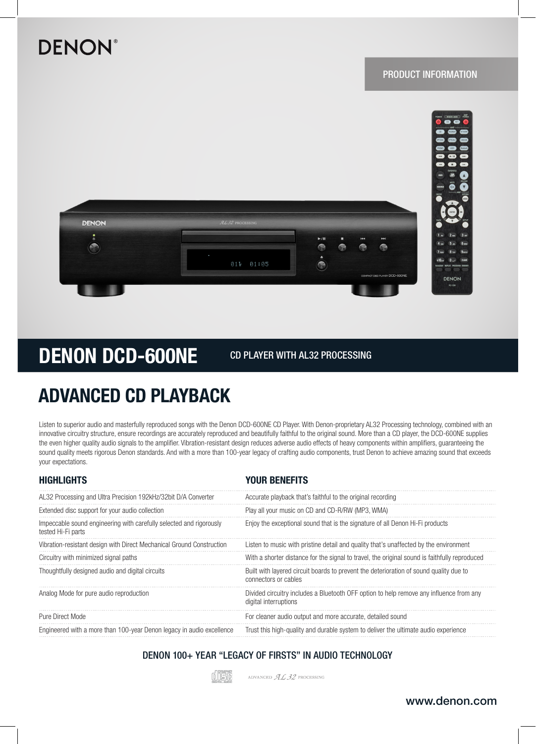DENON®

PRODUCT INFORMATION

# DENON DCD-600NE

CD PLAYER WITH AL32 PROCESSING

## ADVANCED CD PLAYBACK

Listen to superior audio and masterfully reproduced songs with the Denon DCD-600NE CD Player. With Denon-proprietary AL32 Processing technology, combined with an innovative circuitry structure, ensure recordings are accurately reproduced and beautifully faithful to the original sound. More than a CD player, the DCD-600NE supplies the even higher quality audio signals to the amplifier. Vibration-resistant design reduces adverse audio effects of heavy components within amplifiers, guaranteeing the sound quality meets rigorous Denon standards. And with a more than 100-year legacy of crafting audio components, trust Denon to achieve amazing sound that exceeds your expectations.

| HIGHLIGHTS | YOUR BENEFITS |
| --- | --- |
| AL32 Processing and Ultra Precision 192kHz/32bit D/A Converter | Accurate playback that's faithful to the original recording |
| Extended disc support for your audio collection | Play all your music on CD and CD-R/RW (MP3, WMA) |
| Impeccable sound engineering with carefully selected and rigorously tested Hi-Fi parts | Enjoy the exceptional sound that is the signature of all Denon Hi-Fi products |
| Vibration-resistant design with Direct Mechanical Ground Construction | Listen to music with pristine detail and quality that's unaffected by the environment |
| Circuitry with minimized signal paths | With a shorter distance for the signal to travel, the original sound is faithfully reproduced |
| Thoughtfully designed audio and digital circuits | Built with layered circuit boards to prevent the deterioration of sound quality due to connectors or cables |
| Analog Mode for pure audio reproduction | Divided circuitry includes a Bluetooth OFF option to help remove any influence from any digital interruptions |
| Pure Direct Mode | For cleaner audio output and more accurate, detailed sound |
| Engineered with a more than 100-year Denon legacy in audio excellence | Trust this high-quality and durable system to deliver the ultimate audio experience |

DENON 100+ YEAR "LEGACY OF FIRSTS" IN AUDIO TECHNOLOGY

www.denon.com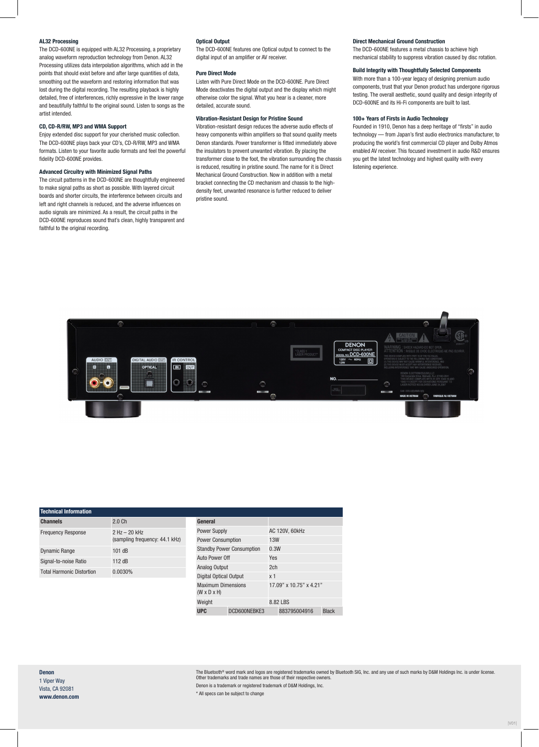### AL32 Processing

The DCD-600NE is equipped with AL32 Processing, a proprietary analog waveform reproduction technology from Denon. AL32 Processing utilizes data interpolation algorithms, which add in the points that should exist before and after large quantities of data, smoothing out the waveform and restoring information that was lost during the digital recording. The resulting playback is highly detailed, free of interferences, richly expressive in the lower range and beautifully faithful to the original sound. Listen to songs as the artist intended.

### CD, CD-R/RW, MP3 and WMA Support

Enjoy extended disc support for your cherished music collection. The DCD-600NE plays back your CD's, CD-R/RW, MP3 and WMA formats. Listen to your favorite audio formats and feel the powerful fidelity DCD-600NE provides.

### Advanced Circuitry with Minimized Signal Paths

The circuit patterns in the DCD-600NE are thoughtfully engineered to make signal paths as short as possible. With layered circuit boards and shorter circuits, the interference between circuits and left and right channels is reduced, and the adverse influences on audio signals are minimized. As a result, the circuit paths in the DCD-600NE reproduces sound that's clean, highly transparent and faithful to the original recording.

### Optical Output

The DCD-600NE features one Optical output to connect to the digital input of an amplifier or AV receiver.

### Pure Direct Mode

Listen with Pure Direct Mode on the DCD-600NE. Pure Direct Mode deactivates the digital output and the display which might otherwise color the signal. What you hear is a cleaner, more detailed, accurate sound.

### Vibration-Resistant Design for Pristine Sound

Vibration-resistant design reduces the adverse audio effects of heavy components within amplifiers so that sound quality meets Denon standards. Power transformer is fitted immediately above the insulators to prevent unwanted vibration. By placing the transformer close to the foot, the vibration surrounding the chassis is reduced, resulting in pristine sound. The name for it is Direct Mechanical Ground Construction. Now in addition with a metal bracket connecting the CD mechanism and chassis to the high-density feet, unwanted resonance is further reduced to deliver pristine sound.

### Direct Mechanical Ground Construction

The DCD-600NE features a metal chassis to achieve high mechanical stability to suppress vibration caused by disc rotation.

### Build Integrity with Thoughtfully Selected Components

With more than a 100-year legacy of designing premium audio components, trust that your Denon product has undergone rigorous testing. The overall aesthetic, sound quality and design integrity of DCD-600NE and its Hi-Fi components are built to last.

### 100+ Years of Firsts in Audio Technology

Founded in 1910, Denon has a deep heritage of "firsts" in audio technology — from Japan's first audio electronics manufacturer, to producing the world's first commercial CD player and Dolby Atmos enabled AV receiver. This focused investment in audio R&D ensures you get the latest technology and highest quality with every listening experience.

### Technical Information

| Channels | 2.0 Ch |
|---|---|
| Frequency Response | 2 Hz – 20 kHz (sampling frequency: 44.1 kHz) |
| Dynamic Range | 101 dB |
| Signal-to-noise Ratio | 112 dB |
| Total Harmonic Distortion | 0.0030% |

| General | | | |
|---|---|---|---|
| Power Supply | AC 120V, 60Hz | | |
| Power Consumption | 13W | | |
| Standby Power Consumption | 0.3W | | |
| Auto Power Off | Yes | | |
| Analog Output | 2ch | | |
| Digital Optical Output | x 1 | | |
| Maximum Dimensions (W x D x H) | 17.09" x 10.75" x 4.21" | | |
| Weight | 8.82 LBS | | |
| **UPC** | DCD600NEBKE3 | 883795004916 | Black |

**Denon**
1 Viper Way
Vista, CA 92081
**www.denon.com**

The Bluetooth® word mark and logos are registered trademarks owned by Bluetooth SIG, Inc. and any use of such marks by D&M Holdings Inc. is under license. Other trademarks and trade names are those of their respective owners.

Denon is a trademark or registered trademark of D&M Holdings, Inc.

* All specs can be subject to change